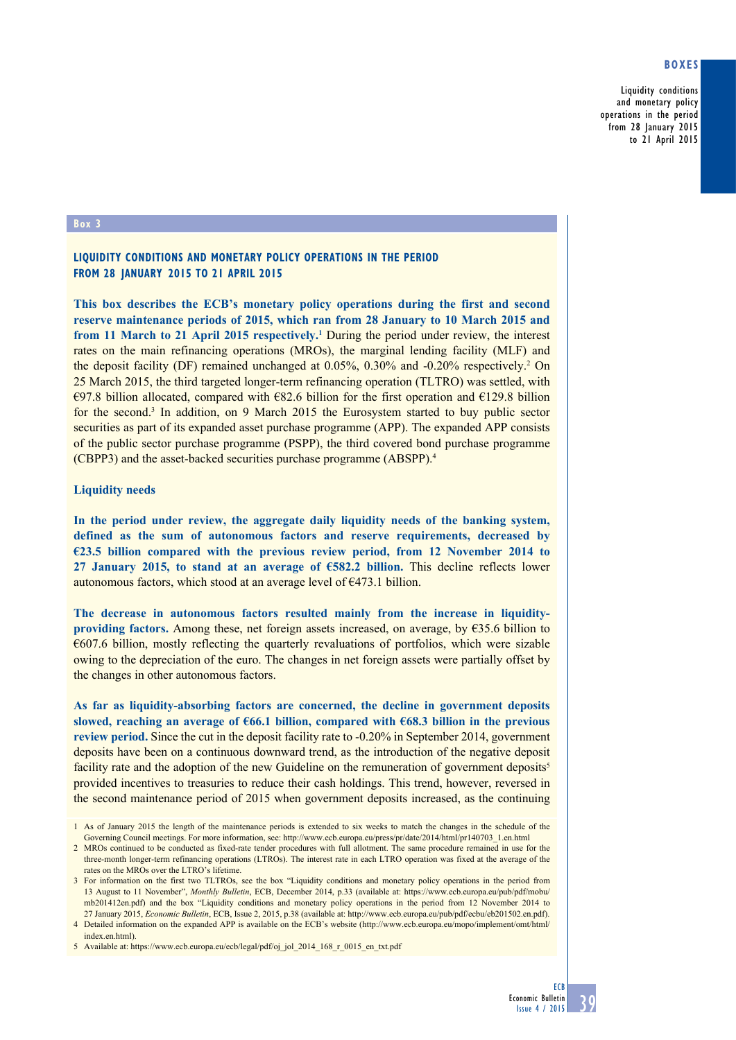## Box 3

### LIQUIDITY CONDITIONS AND MONETARY POLICY OPERATIONS IN THE PERIOD FROM 28 JANUARY 2015 TO 21 APRIL 2015

**This box describes the ECB's monetary policy operations during the first and second reserve maintenance periods of 2015, which ran from 28 January to 10 March 2015 and from 11 March to 21 April 2015 respectively.**[1] During the period under review, the interest rates on the main refinancing operations (MROs), the marginal lending facility (MLF) and the deposit facility (DF) remained unchanged at 0.05%, 0.30% and -0.20% respectively.[2] On 25 March 2015, the third targeted longer-term refinancing operation (TLTRO) was settled, with €97.8 billion allocated, compared with €82.6 billion for the first operation and €129.8 billion for the second.[3] In addition, on 9 March 2015 the Eurosystem started to buy public sector securities as part of its expanded asset purchase programme (APP). The expanded APP consists of the public sector purchase programme (PSPP), the third covered bond purchase programme (CBPP3) and the asset-backed securities purchase programme (ABSPP).[4]

#### Liquidity needs

**In the period under review, the aggregate daily liquidity needs of the banking system, defined as the sum of autonomous factors and reserve requirements, decreased by €23.5 billion compared with the previous review period, from 12 November 2014 to 27 January 2015, to stand at an average of €582.2 billion.** This decline reflects lower autonomous factors, which stood at an average level of €473.1 billion.

**The decrease in autonomous factors resulted mainly from the increase in liquidity-providing factors.** Among these, net foreign assets increased, on average, by €35.6 billion to €607.6 billion, mostly reflecting the quarterly revaluations of portfolios, which were sizable owing to the depreciation of the euro. The changes in net foreign assets were partially offset by the changes in other autonomous factors.

**As far as liquidity-absorbing factors are concerned, the decline in government deposits slowed, reaching an average of €66.1 billion, compared with €68.3 billion in the previous review period.** Since the cut in the deposit facility rate to -0.20% in September 2014, government deposits have been on a continuous downward trend, as the introduction of the negative deposit facility rate and the adoption of the new Guideline on the remuneration of government deposits[5] provided incentives to treasuries to reduce their cash holdings. This trend, however, reversed in the second maintenance period of 2015 when government deposits increased, as the continuing

---

1 As of January 2015 the length of the maintenance periods is extended to six weeks to match the changes in the schedule of the Governing Council meetings. For more information, see: http://www.ecb.europa.eu/press/pr/date/2014/html/pr140703_1.en.html

2 MROs continued to be conducted as fixed-rate tender procedures with full allotment. The same procedure remained in use for the three-month longer-term refinancing operations (LTROs). The interest rate in each LTRO operation was fixed at the average of the rates on the MROs over the LTRO's lifetime.

3 For information on the first two TLTROs, see the box "Liquidity conditions and monetary policy operations in the period from 13 August to 11 November", *Monthly Bulletin*, ECB, December 2014, p.33 (available at: https://www.ecb.europa.eu/pub/pdf/mobu/mb201412en.pdf) and the box "Liquidity conditions and monetary policy operations in the period from 12 November 2014 to 27 January 2015, *Economic Bulletin*, ECB, Issue 2, 2015, p.38 (available at: http://www.ecb.europa.eu/pub/pdf/ecbu/eb201502.en.pdf).

4 Detailed information on the expanded APP is available on the ECB's website (http://www.ecb.europa.eu/mopo/implement/omt/html/index.en.html).

5 Available at: https://www.ecb.europa.eu/ecb/legal/pdf/oj_jol_2014_168_r_0015_en_txt.pdf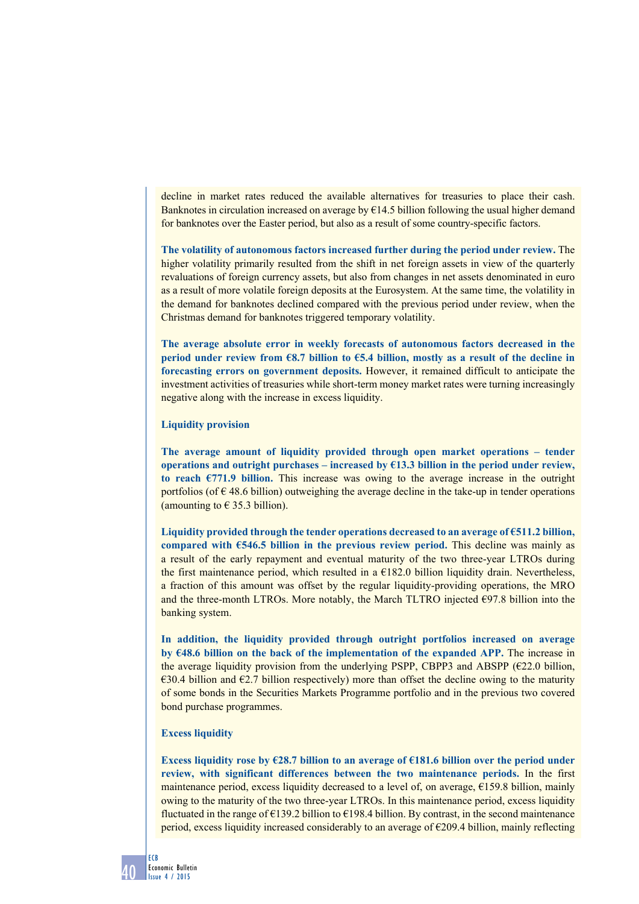decline in market rates reduced the available alternatives for treasuries to place their cash. Banknotes in circulation increased on average by €14.5 billion following the usual higher demand for banknotes over the Easter period, but also as a result of some country-specific factors.

**The volatility of autonomous factors increased further during the period under review.** The higher volatility primarily resulted from the shift in net foreign assets in view of the quarterly revaluations of foreign currency assets, but also from changes in net assets denominated in euro as a result of more volatile foreign deposits at the Eurosystem. At the same time, the volatility in the demand for banknotes declined compared with the previous period under review, when the Christmas demand for banknotes triggered temporary volatility.

**The average absolute error in weekly forecasts of autonomous factors decreased in the period under review from €8.7 billion to €5.4 billion, mostly as a result of the decline in forecasting errors on government deposits.** However, it remained difficult to anticipate the investment activities of treasuries while short-term money market rates were turning increasingly negative along with the increase in excess liquidity.

**Liquidity provision**

**The average amount of liquidity provided through open market operations – tender operations and outright purchases – increased by €13.3 billion in the period under review, to reach €771.9 billion.** This increase was owing to the average increase in the outright portfolios (of € 48.6 billion) outweighing the average decline in the take-up in tender operations (amounting to € 35.3 billion).

**Liquidity provided through the tender operations decreased to an average of €511.2 billion, compared with €546.5 billion in the previous review period.** This decline was mainly as a result of the early repayment and eventual maturity of the two three-year LTROs during the first maintenance period, which resulted in a €182.0 billion liquidity drain. Nevertheless, a fraction of this amount was offset by the regular liquidity-providing operations, the MRO and the three-month LTROs. More notably, the March TLTRO injected €97.8 billion into the banking system.

**In addition, the liquidity provided through outright portfolios increased on average by €48.6 billion on the back of the implementation of the expanded APP.** The increase in the average liquidity provision from the underlying PSPP, CBPP3 and ABSPP (€22.0 billion, €30.4 billion and €2.7 billion respectively) more than offset the decline owing to the maturity of some bonds in the Securities Markets Programme portfolio and in the previous two covered bond purchase programmes.

**Excess liquidity**

**Excess liquidity rose by €28.7 billion to an average of €181.6 billion over the period under review, with significant differences between the two maintenance periods.** In the first maintenance period, excess liquidity decreased to a level of, on average, €159.8 billion, mainly owing to the maturity of the two three-year LTROs. In this maintenance period, excess liquidity fluctuated in the range of €139.2 billion to €198.4 billion. By contrast, in the second maintenance period, excess liquidity increased considerably to an average of €209.4 billion, mainly reflecting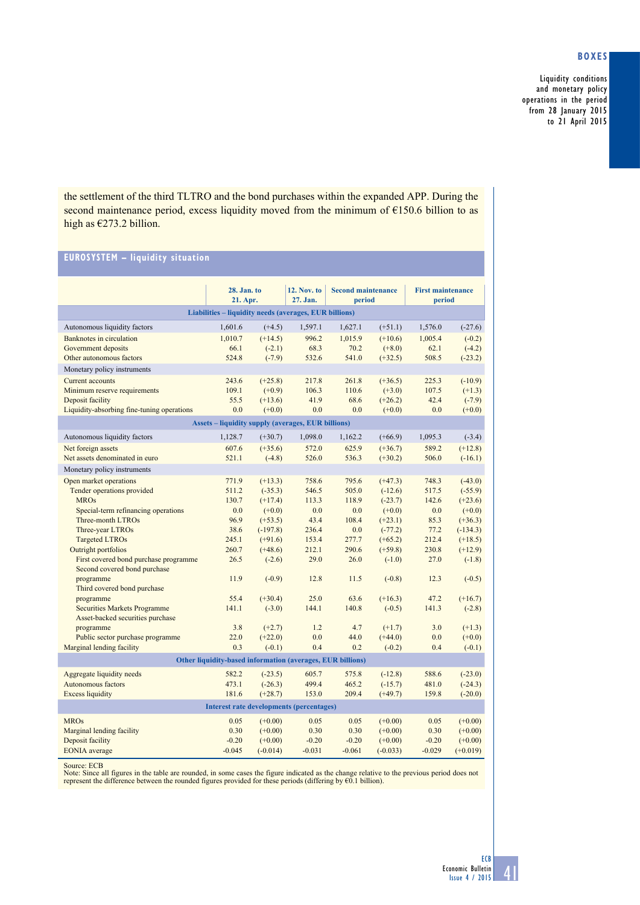the settlement of the third TLTRO and the bond purchases within the expanded APP. During the second maintenance period, excess liquidity moved from the minimum of €150.6 billion to as high as €273.2 billion.

**EUROSYSTEM – liquidity situation**

| | 28. Jan. to 21. Apr. | | 12. Nov. to 27. Jan. | Second maintenance period | | First maintenance period | |
|---|---|---|---|---|---|---|---|
| **Liabilities – liquidity needs (averages, EUR billions)** | | | | | | | |
| Autonomous liquidity factors | 1,601.6 | (+4.5) | 1,597.1 | 1,627.1 | (+51.1) | 1,576.0 | (-27.6) |
| Banknotes in circulation | 1,010.7 | (+14.5) | 996.2 | 1,015.9 | (+10.6) | 1,005.4 | (-0.2) |
| Government deposits | 66.1 | (-2.1) | 68.3 | 70.2 | (+8.0) | 62.1 | (-4.2) |
| Other autonomous factors | 524.8 | (-7.9) | 532.6 | 541.0 | (+32.5) | 508.5 | (-23.2) |
| Monetary policy instruments | | | | | | | |
| Current accounts | 243.6 | (+25.8) | 217.8 | 261.8 | (+36.5) | 225.3 | (-10.9) |
| Minimum reserve requirements | 109.1 | (+0.9) | 106.3 | 110.6 | (+3.0) | 107.5 | (+1.3) |
| Deposit facility | 55.5 | (+13.6) | 41.9 | 68.6 | (+26.2) | 42.4 | (-7.9) |
| Liquidity-absorbing fine-tuning operations | 0.0 | (+0.0) | 0.0 | 0.0 | (+0.0) | 0.0 | (+0.0) |
| **Assets – liquidity supply (averages, EUR billions)** | | | | | | | |
| Autonomous liquidity factors | 1,128.7 | (+30.7) | 1,098.0 | 1,162.2 | (+66.9) | 1,095.3 | (-3.4) |
| Net foreign assets | 607.6 | (+35.6) | 572.0 | 625.9 | (+36.7) | 589.2 | (+12.8) |
| Net assets denominated in euro | 521.1 | (-4.8) | 526.0 | 536.3 | (+30.2) | 506.0 | (-16.1) |
| Monetary policy instruments | | | | | | | |
| Open market operations | 771.9 | (+13.3) | 758.6 | 795.6 | (+47.3) | 748.3 | (-43.0) |
| Tender operations provided | 511.2 | (-35.3) | 546.5 | 505.0 | (-12.6) | 517.5 | (-55.9) |
| MROs | 130.7 | (+17.4) | 113.3 | 118.9 | (-23.7) | 142.6 | (+23.6) |
| Special-term refinancing operations | 0.0 | (+0.0) | 0.0 | 0.0 | (+0.0) | 0.0 | (+0.0) |
| Three-month LTROs | 96.9 | (+53.5) | 43.4 | 108.4 | (+23.1) | 85.3 | (+36.3) |
| Three-year LTROs | 38.6 | (-197.8) | 236.4 | 0.0 | (-77.2) | 77.2 | (-134.3) |
| Targeted LTROs | 245.1 | (+91.6) | 153.4 | 277.7 | (+65.2) | 212.4 | (+18.5) |
| Outright portfolios | 260.7 | (+48.6) | 212.1 | 290.6 | (+59.8) | 230.8 | (+12.9) |
| First covered bond purchase programme | 26.5 | (-2.6) | 29.0 | 26.0 | (-1.0) | 27.0 | (-1.8) |
| Second covered bond purchase programme | 11.9 | (-0.9) | 12.8 | 11.5 | (-0.8) | 12.3 | (-0.5) |
| Third covered bond purchase programme | 55.4 | (+30.4) | 25.0 | 63.6 | (+16.3) | 47.2 | (+16.7) |
| Securities Markets Programme | 141.1 | (-3.0) | 144.1 | 140.8 | (-0.5) | 141.3 | (-2.8) |
| Asset-backed securities purchase programme | 3.8 | (+2.7) | 1.2 | 4.7 | (+1.7) | 3.0 | (+1.3) |
| Public sector purchase programme | 22.0 | (+22.0) | 0.0 | 44.0 | (+44.0) | 0.0 | (+0.0) |
| Marginal lending facility | 0.3 | (-0.1) | 0.4 | 0.2 | (-0.2) | 0.4 | (-0.1) |
| **Other liquidity-based information (averages, EUR billions)** | | | | | | | |
| Aggregate liquidity needs | 582.2 | (-23.5) | 605.7 | 575.8 | (-12.8) | 588.6 | (-23.0) |
| Autonomous factors | 473.1 | (-26.3) | 499.4 | 465.2 | (-15.7) | 481.0 | (-24.3) |
| Excess liquidity | 181.6 | (+28.7) | 153.0 | 209.4 | (+49.7) | 159.8 | (-20.0) |
| **Interest rate developments (percentages)** | | | | | | | |
| MROs | 0.05 | (+0.00) | 0.05 | 0.05 | (+0.00) | 0.05 | (+0.00) |
| Marginal lending facility | 0.30 | (+0.00) | 0.30 | 0.30 | (+0.00) | 0.30 | (+0.00) |
| Deposit facility | -0.20 | (+0.00) | -0.20 | -0.20 | (+0.00) | -0.20 | (+0.00) |
| EONIA average | -0.045 | (-0.014) | -0.031 | -0.061 | (-0.033) | -0.029 | (+0.019) |

Source: ECB
Note: Since all figures in the table are rounded, in some cases the figure indicated as the change relative to the previous period does not represent the difference between the rounded figures provided for these periods (differing by €0.1 billion).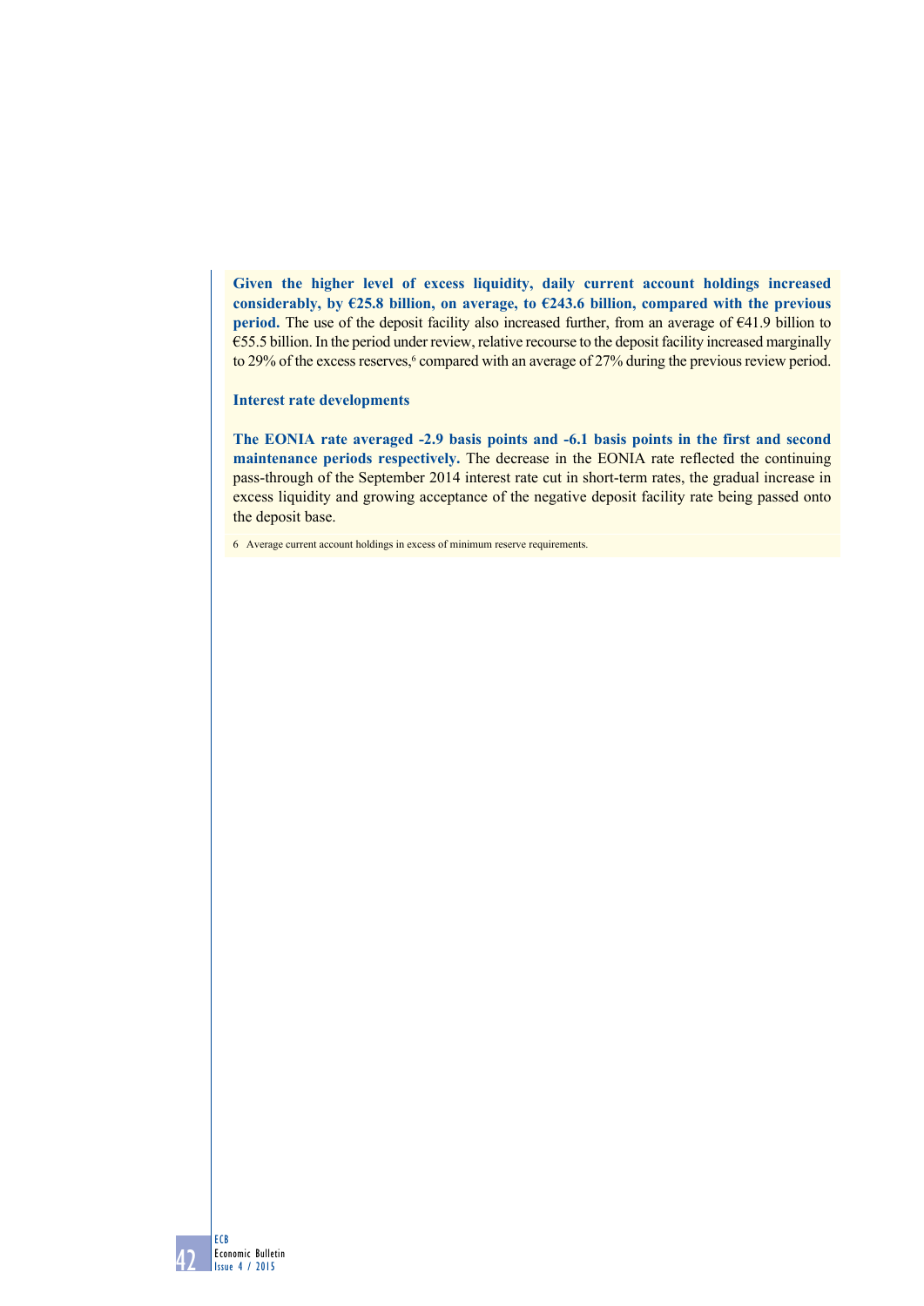**Given the higher level of excess liquidity, daily current account holdings increased considerably, by €25.8 billion, on average, to €243.6 billion, compared with the previous period.** The use of the deposit facility also increased further, from an average of €41.9 billion to €55.5 billion. In the period under review, relative recourse to the deposit facility increased marginally to 29% of the excess reserves,[6] compared with an average of 27% during the previous review period.

### Interest rate developments

**The EONIA rate averaged -2.9 basis points and -6.1 basis points in the first and second maintenance periods respectively.** The decrease in the EONIA rate reflected the continuing pass-through of the September 2014 interest rate cut in short-term rates, the gradual increase in excess liquidity and growing acceptance of the negative deposit facility rate being passed onto the deposit base.

6 Average current account holdings in excess of minimum reserve requirements.